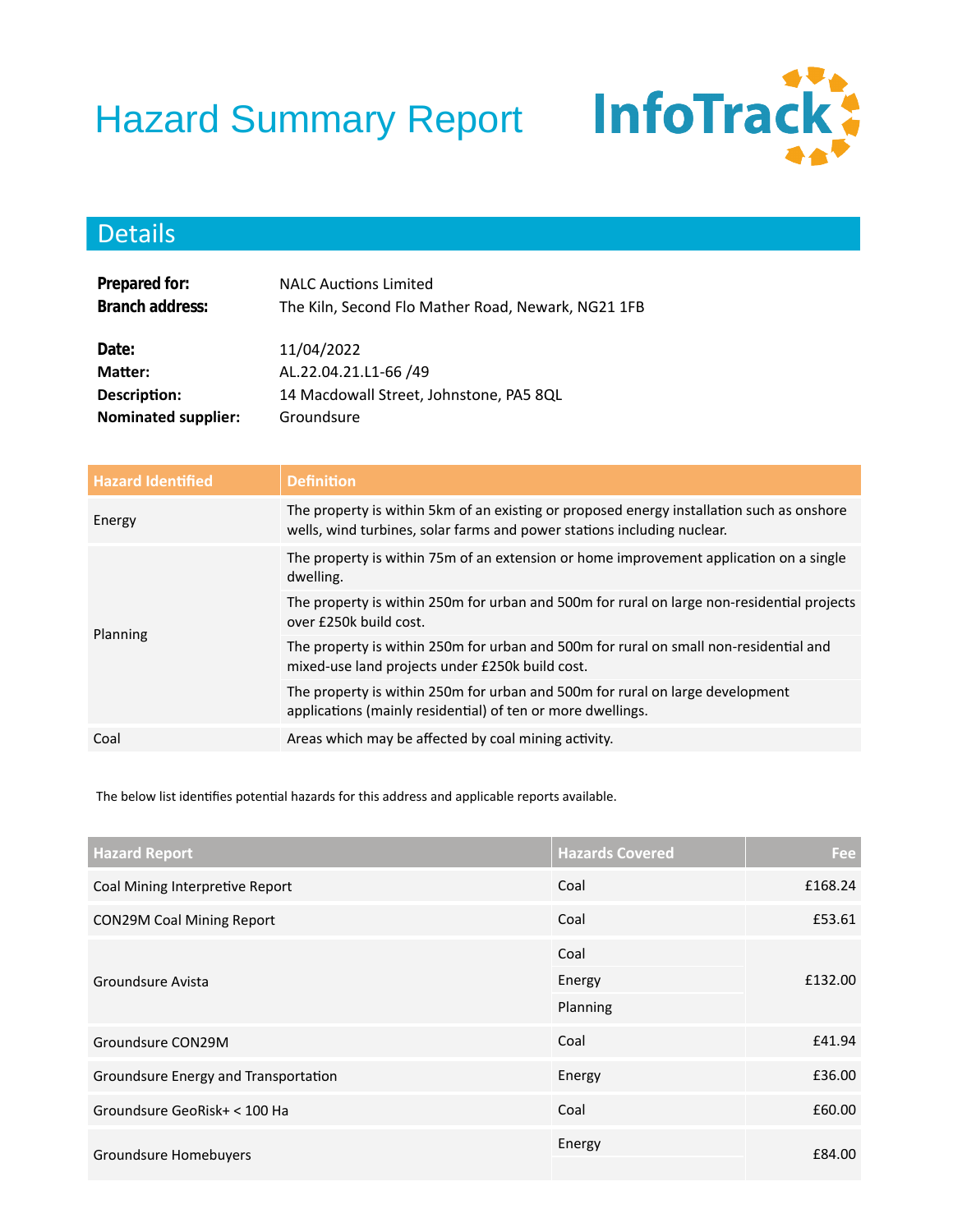# Hazard Summary Report

InfoTrack

## Details

**Prepared for:** NALC Auctions Limited
**Branch address:** The Kiln, Second Flo Mather Road, Newark, NG21 1FB

**Date:** 11/04/2022
**Matter:** AL.22.04.21.L1-66 /49
**Description:** 14 Macdowall Street, Johnstone, PA5 8QL
**Nominated supplier:** Groundsure

| Hazard Identified | Definition |
| --- | --- |
| Energy | The property is within 5km of an existing or proposed energy installation such as onshore wells, wind turbines, solar farms and power stations including nuclear. |
| Planning | The property is within 75m of an extension or home improvement application on a single dwelling. |
| | The property is within 250m for urban and 500m for rural on large non-residential projects over £250k build cost. |
| | The property is within 250m for urban and 500m for rural on small non-residential and mixed-use land projects under £250k build cost. |
| | The property is within 250m for urban and 500m for rural on large development applications (mainly residential) of ten or more dwellings. |
| Coal | Areas which may be affected by coal mining activity. |

The below list identifies potential hazards for this address and applicable reports available.

| Hazard Report | Hazards Covered | Fee |
| --- | --- | ---: |
| Coal Mining Interpretive Report | Coal | £168.24 |
| CON29M Coal Mining Report | Coal | £53.61 |
| Groundsure Avista | Coal<br>Energy<br>Planning | £132.00 |
| Groundsure CON29M | Coal | £41.94 |
| Groundsure Energy and Transportation | Energy | £36.00 |
| Groundsure GeoRisk+ < 100 Ha | Coal | £60.00 |
| Groundsure Homebuyers | Energy | £84.00 |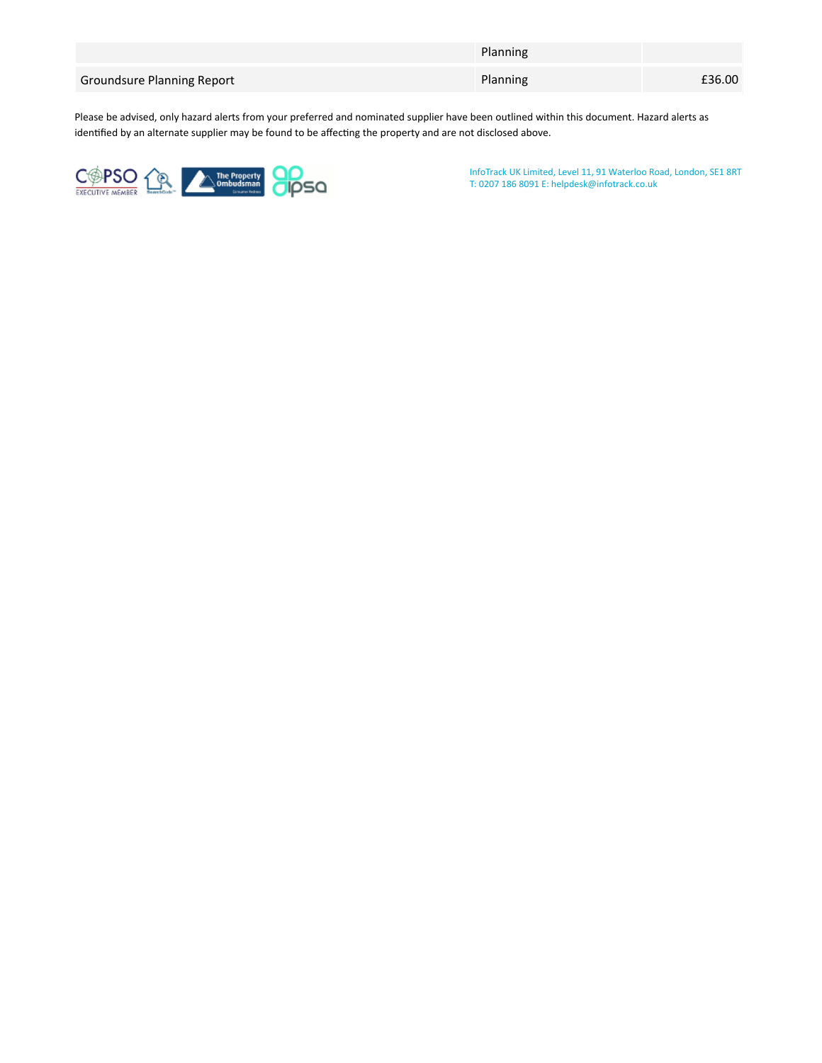| | | |
|---|---|---|
| | Planning | |
| Groundsure Planning Report | Planning | £36.00 |

Please be advised, only hazard alerts from your preferred and nominated supplier have been outlined within this document. Hazard alerts as identified by an alternate supplier may be found to be affecting the property and are not disclosed above.

InfoTrack UK Limited, Level 11, 91 Waterloo Road, London, SE1 8RT
T: 0207 186 8091 E: helpdesk@infotrack.co.uk